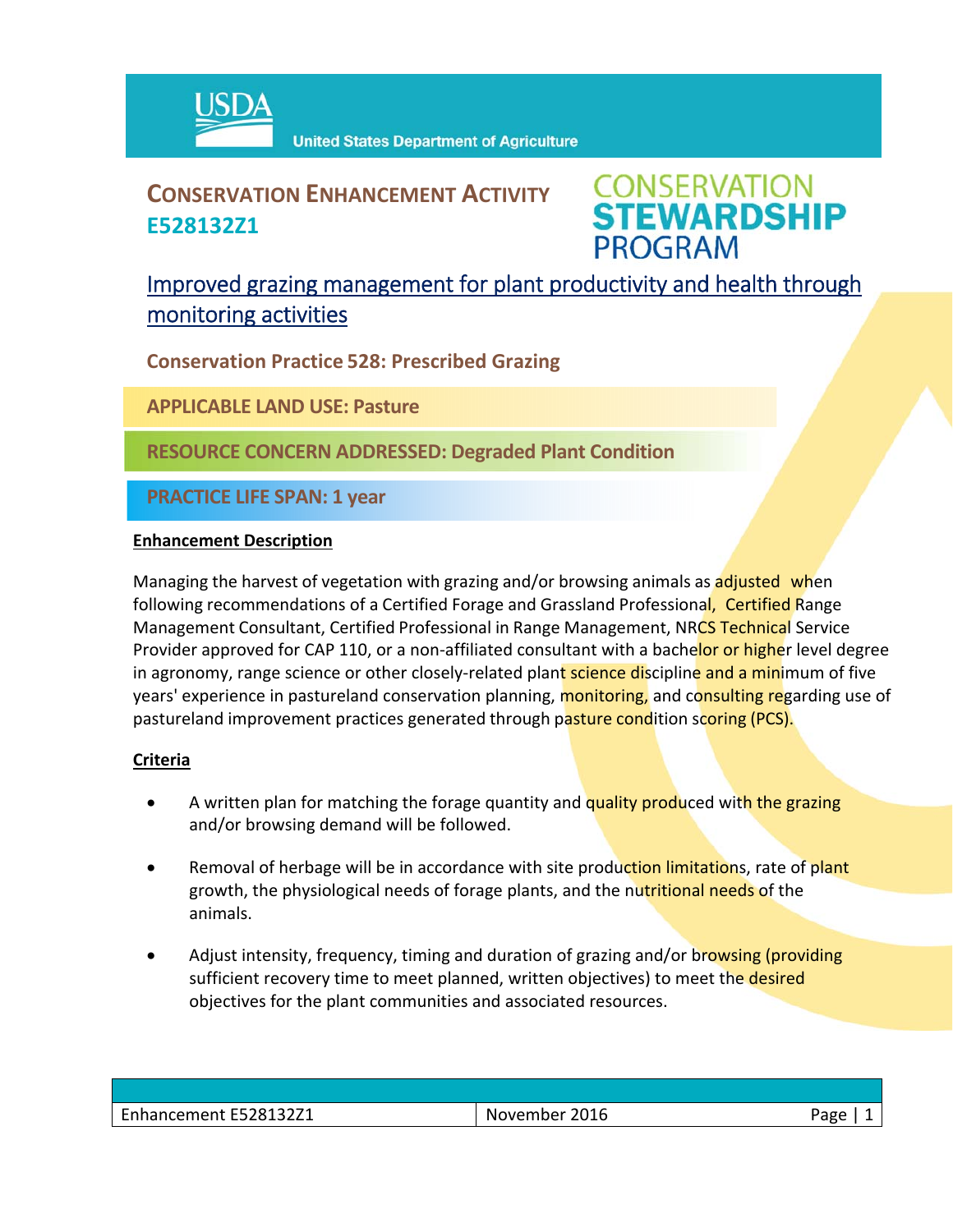USDA United States Department of Agriculture

# CONSERVATION ENHANCEMENT ACTIVITY E528132Z1

CONSERVATION STEWARDSHIP PROGRAM

## Improved grazing management for plant productivity and health through monitoring activities

**Conservation Practice 528: Prescribed Grazing**

**APPLICABLE LAND USE: Pasture**

**RESOURCE CONCERN ADDRESSED: Degraded Plant Condition**

**PRACTICE LIFE SPAN: 1 year**

### Enhancement Description

Managing the harvest of vegetation with grazing and/or browsing animals as adjusted when following recommendations of a Certified Forage and Grassland Professional, Certified Range Management Consultant, Certified Professional in Range Management, NRCS Technical Service Provider approved for CAP 110, or a non-affiliated consultant with a bachelor or higher level degree in agronomy, range science or other closely-related plant science discipline and a minimum of five years' experience in pastureland conservation planning, monitoring, and consulting regarding use of pastureland improvement practices generated through pasture condition scoring (PCS).

### Criteria

- A written plan for matching the forage quantity and quality produced with the grazing and/or browsing demand will be followed.
- Removal of herbage will be in accordance with site production limitations, rate of plant growth, the physiological needs of forage plants, and the nutritional needs of the animals.
- Adjust intensity, frequency, timing and duration of grazing and/or browsing (providing sufficient recovery time to meet planned, written objectives) to meet the desired objectives for the plant communities and associated resources.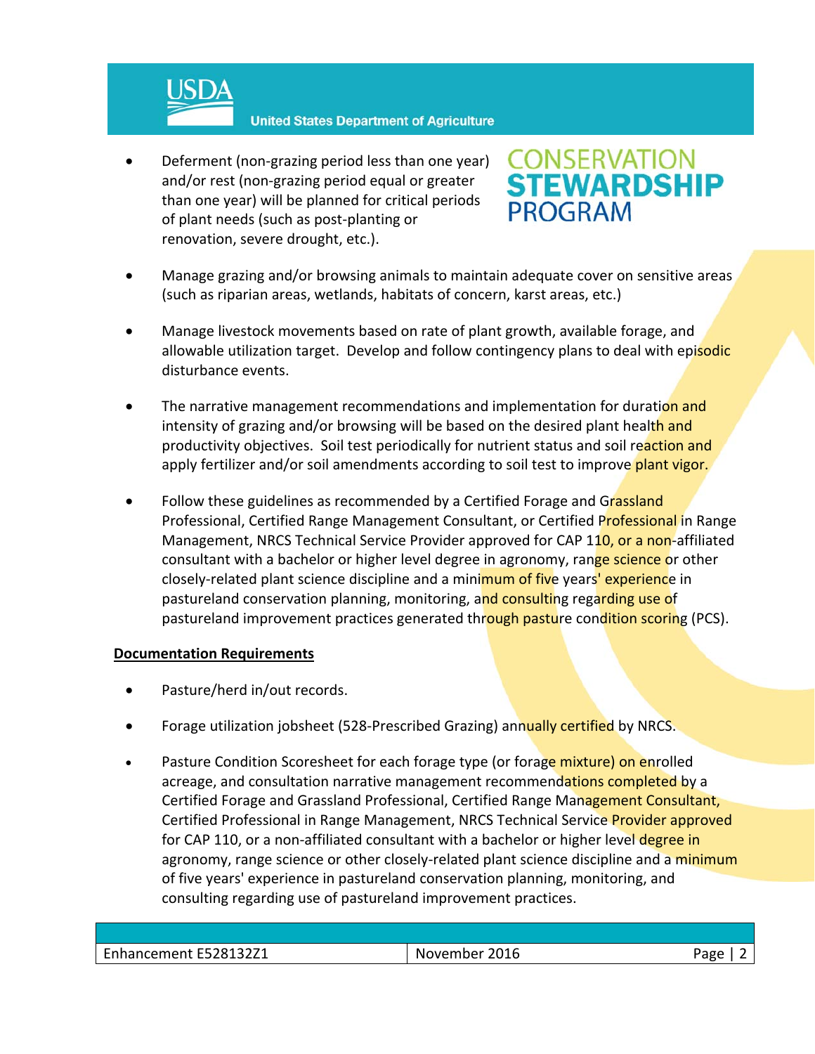- Deferment (non-grazing period less than one year) and/or rest (non-grazing period equal or greater than one year) will be planned for critical periods of plant needs (such as post-planting or renovation, severe drought, etc.).

- Manage grazing and/or browsing animals to maintain adequate cover on sensitive areas (such as riparian areas, wetlands, habitats of concern, karst areas, etc.)

- Manage livestock movements based on rate of plant growth, available forage, and allowable utilization target. Develop and follow contingency plans to deal with episodic disturbance events.

- The narrative management recommendations and implementation for duration and intensity of grazing and/or browsing will be based on the desired plant health and productivity objectives. Soil test periodically for nutrient status and soil reaction and apply fertilizer and/or soil amendments according to soil test to improve plant vigor.

- Follow these guidelines as recommended by a Certified Forage and Grassland Professional, Certified Range Management Consultant, or Certified Professional in Range Management, NRCS Technical Service Provider approved for CAP 110, or a non-affiliated consultant with a bachelor or higher level degree in agronomy, range science or other closely-related plant science discipline and a minimum of five years' experience in pastureland conservation planning, monitoring, and consulting regarding use of pastureland improvement practices generated through pasture condition scoring (PCS).

**Documentation Requirements**

- Pasture/herd in/out records.

- Forage utilization jobsheet (528-Prescribed Grazing) annually certified by NRCS.

- Pasture Condition Scoresheet for each forage type (or forage mixture) on enrolled acreage, and consultation narrative management recommendations completed by a Certified Forage and Grassland Professional, Certified Range Management Consultant, Certified Professional in Range Management, NRCS Technical Service Provider approved for CAP 110, or a non-affiliated consultant with a bachelor or higher level degree in agronomy, range science or other closely-related plant science discipline and a minimum of five years' experience in pastureland conservation planning, monitoring, and consulting regarding use of pastureland improvement practices.